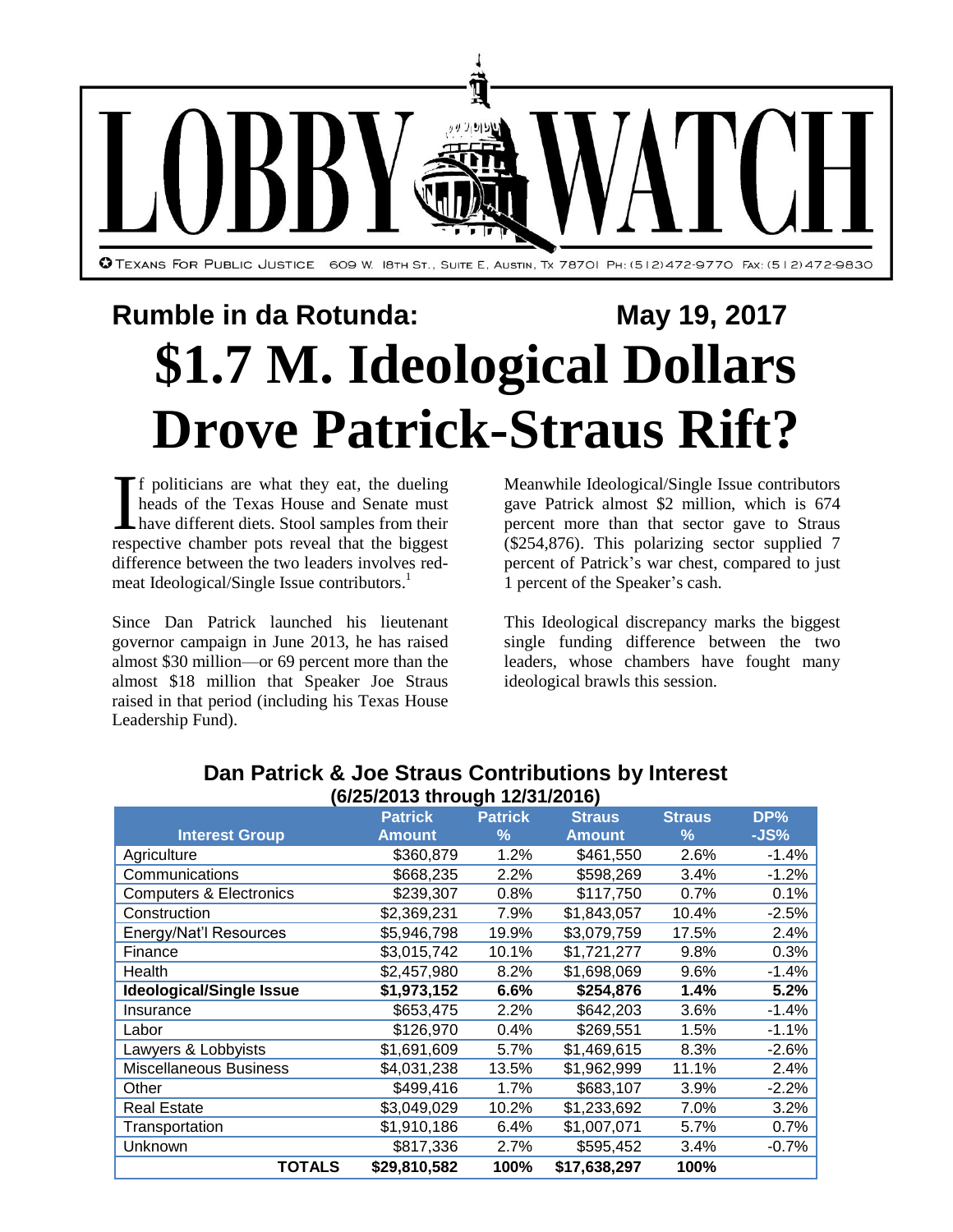# LOBBY WATCH

TEXANS FOR PUBLIC JUSTICE 609 W. 18TH ST., SUITE E, AUSTIN, TX 78701 PH: (512)472-9770 FAX: (512)472-9830

**Rumble in da Rotunda:** **May 19, 2017**

# $1.7 M. Ideological Dollars Drove Patrick-Straus Rift?

If politicians are what they eat, the dueling heads of the Texas House and Senate must have different diets. Stool samples from their respective chamber pots reveal that the biggest difference between the two leaders involves red-meat Ideological/Single Issue contributors.[1]

Since Dan Patrick launched his lieutenant governor campaign in June 2013, he has raised almost $30 million—or 69 percent more than the almost $18 million that Speaker Joe Straus raised in that period (including his Texas House Leadership Fund).

Meanwhile Ideological/Single Issue contributors gave Patrick almost $2 million, which is 674 percent more than that sector gave to Straus ($254,876). This polarizing sector supplied 7 percent of Patrick's war chest, compared to just 1 percent of the Speaker's cash.

This Ideological discrepancy marks the biggest single funding difference between the two leaders, whose chambers have fought many ideological brawls this session.

**Dan Patrick & Joe Straus Contributions by Interest**
**(6/25/2013 through 12/31/2016)**

| Interest Group | Patrick Amount | Patrick % | Straus Amount | Straus % | DP% -JS% |
|---|---|---|---|---|---|
| Agriculture | $360,879 | 1.2% | $461,550 | 2.6% | -1.4% |
| Communications | $668,235 | 2.2% | $598,269 | 3.4% | -1.2% |
| Computers & Electronics | $239,307 | 0.8% | $117,750 | 0.7% | 0.1% |
| Construction | $2,369,231 | 7.9% | $1,843,057 | 10.4% | -2.5% |
| Energy/Nat'l Resources | $5,946,798 | 19.9% | $3,079,759 | 17.5% | 2.4% |
| Finance | $3,015,742 | 10.1% | $1,721,277 | 9.8% | 0.3% |
| Health | $2,457,980 | 8.2% | $1,698,069 | 9.6% | -1.4% |
| **Ideological/Single Issue** | **$1,973,152** | **6.6%** | **$254,876** | **1.4%** | **5.2%** |
| Insurance | $653,475 | 2.2% | $642,203 | 3.6% | -1.4% |
| Labor | $126,970 | 0.4% | $269,551 | 1.5% | -1.1% |
| Lawyers & Lobbyists | $1,691,609 | 5.7% | $1,469,615 | 8.3% | -2.6% |
| Miscellaneous Business | $4,031,238 | 13.5% | $1,962,999 | 11.1% | 2.4% |
| Other | $499,416 | 1.7% | $683,107 | 3.9% | -2.2% |
| Real Estate | $3,049,029 | 10.2% | $1,233,692 | 7.0% | 3.2% |
| Transportation | $1,910,186 | 6.4% | $1,007,071 | 5.7% | 0.7% |
| Unknown | $817,336 | 2.7% | $595,452 | 3.4% | -0.7% |
| **TOTALS** | **$29,810,582** | **100%** | **$17,638,297** | **100%** | |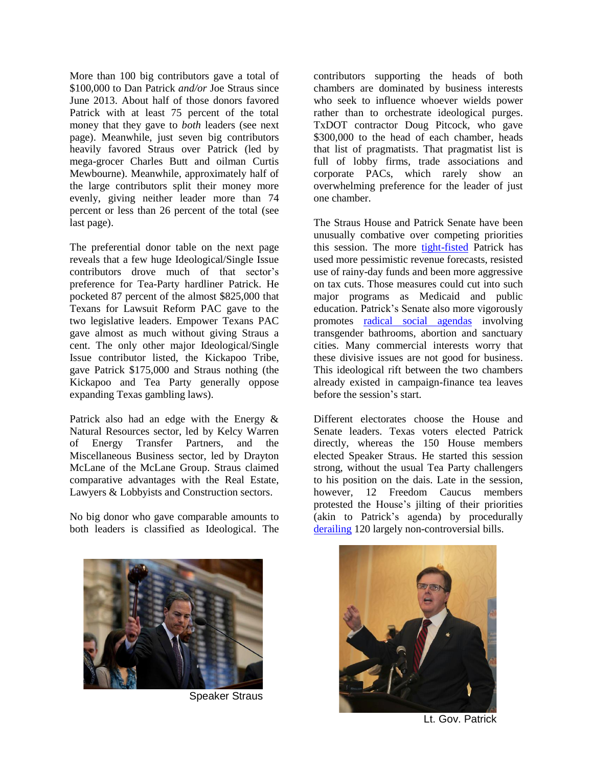More than 100 big contributors gave a total of $100,000 to Dan Patrick *and/or* Joe Straus since June 2013. About half of those donors favored Patrick with at least 75 percent of the total money that they gave to *both* leaders (see next page). Meanwhile, just seven big contributors heavily favored Straus over Patrick (led by mega-grocer Charles Butt and oilman Curtis Mewbourne). Meanwhile, approximately half of the large contributors split their money more evenly, giving neither leader more than 74 percent or less than 26 percent of the total (see last page).

The preferential donor table on the next page reveals that a few huge Ideological/Single Issue contributors drove much of that sector's preference for Tea-Party hardliner Patrick. He pocketed 87 percent of the almost $825,000 that Texans for Lawsuit Reform PAC gave to the two legislative leaders. Empower Texans PAC gave almost as much without giving Straus a cent. The only other major Ideological/Single Issue contributor listed, the Kickapoo Tribe, gave Patrick $175,000 and Straus nothing (the Kickapoo and Tea Party generally oppose expanding Texas gambling laws).

Patrick also had an edge with the Energy & Natural Resources sector, led by Kelcy Warren of Energy Transfer Partners, and the Miscellaneous Business sector, led by Drayton McLane of the McLane Group. Straus claimed comparative advantages with the Real Estate, Lawyers & Lobbyists and Construction sectors.

No big donor who gave comparable amounts to both leaders is classified as Ideological. The contributors supporting the heads of both chambers are dominated by business interests who seek to influence whoever wields power rather than to orchestrate ideological purges. TxDOT contractor Doug Pitcock, who gave $300,000 to the head of each chamber, heads that list of pragmatists. That pragmatist list is full of lobby firms, trade associations and corporate PACs, which rarely show an overwhelming preference for the leader of just one chamber.

The Straus House and Patrick Senate have been unusually combative over competing priorities this session. The more tight-fisted Patrick has used more pessimistic revenue forecasts, resisted use of rainy-day funds and been more aggressive on tax cuts. Those measures could cut into such major programs as Medicaid and public education. Patrick's Senate also more vigorously promotes radical social agendas involving transgender bathrooms, abortion and sanctuary cities. Many commercial interests worry that these divisive issues are not good for business. This ideological rift between the two chambers already existed in campaign-finance tea leaves before the session's start.

Different electorates choose the House and Senate leaders. Texas voters elected Patrick directly, whereas the 150 House members elected Speaker Straus. He started this session strong, without the usual Tea Party challengers to his position on the dais. Late in the session, however, 12 Freedom Caucus members protested the House's jilting of their priorities (akin to Patrick's agenda) by procedurally derailing 120 largely non-controversial bills.

Speaker Straus

Lt. Gov. Patrick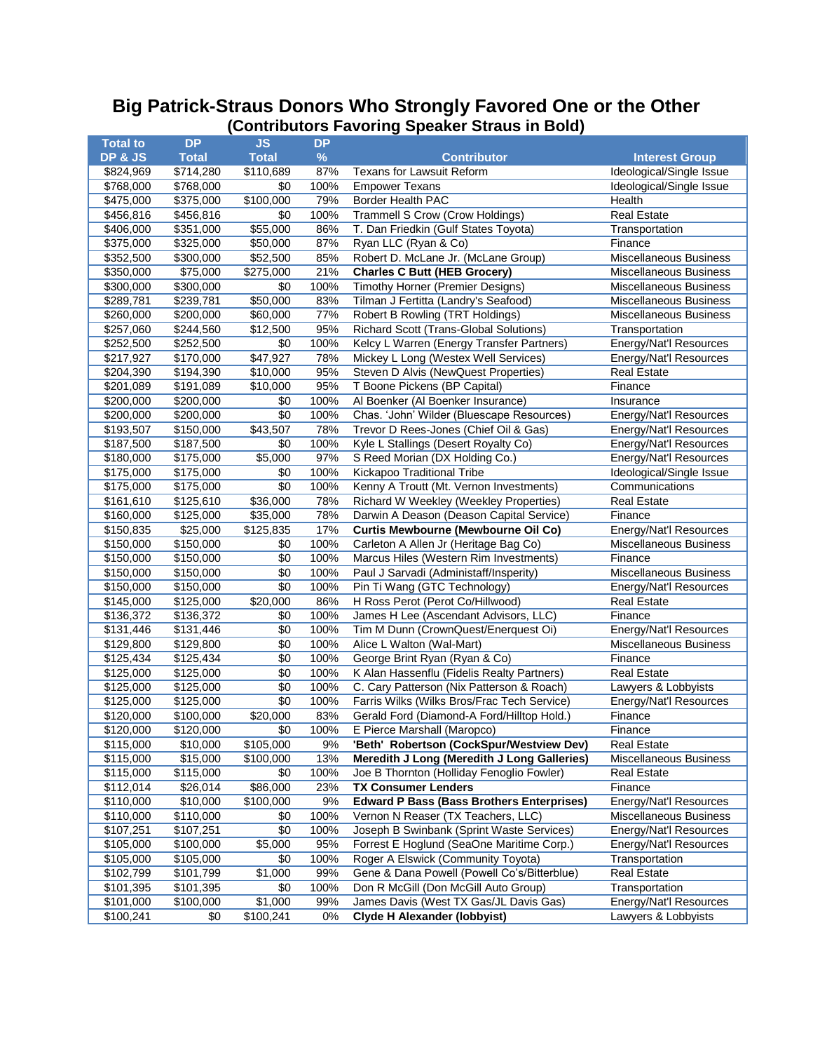# Big Patrick-Straus Donors Who Strongly Favored One or the Other

## (Contributors Favoring Speaker Straus in Bold)

| Total to DP & JS | DP Total | JS Total | DP % | Contributor | Interest Group |
|---|---|---|---|---|---|
| $824,969 | $714,280 | $110,689 | 87% | Texans for Lawsuit Reform | Ideological/Single Issue |
| $768,000 | $768,000 | $0 | 100% | Empower Texans | Ideological/Single Issue |
| $475,000 | $375,000 | $100,000 | 79% | Border Health PAC | Health |
| $456,816 | $456,816 | $0 | 100% | Trammell S Crow (Crow Holdings) | Real Estate |
| $406,000 | $351,000 | $55,000 | 86% | T. Dan Friedkin (Gulf States Toyota) | Transportation |
| $375,000 | $325,000 | $50,000 | 87% | Ryan LLC (Ryan & Co) | Finance |
| $352,500 | $300,000 | $52,500 | 85% | Robert D. McLane Jr. (McLane Group) | Miscellaneous Business |
| $350,000 | $75,000 | $275,000 | 21% | **Charles C Butt (HEB Grocery)** | Miscellaneous Business |
| $300,000 | $300,000 | $0 | 100% | Timothy Horner (Premier Designs) | Miscellaneous Business |
| $289,781 | $239,781 | $50,000 | 83% | Tilman J Fertitta (Landry's Seafood) | Miscellaneous Business |
| $260,000 | $200,000 | $60,000 | 77% | Robert B Rowling (TRT Holdings) | Miscellaneous Business |
| $257,060 | $244,560 | $12,500 | 95% | Richard Scott (Trans-Global Solutions) | Transportation |
| $252,500 | $252,500 | $0 | 100% | Kelcy L Warren (Energy Transfer Partners) | Energy/Nat'l Resources |
| $217,927 | $170,000 | $47,927 | 78% | Mickey L Long (Westex Well Services) | Energy/Nat'l Resources |
| $204,390 | $194,390 | $10,000 | 95% | Steven D Alvis (NewQuest Properties) | Real Estate |
| $201,089 | $191,089 | $10,000 | 95% | T Boone Pickens (BP Capital) | Finance |
| $200,000 | $200,000 | $0 | 100% | Al Boenker (Al Boenker Insurance) | Insurance |
| $200,000 | $200,000 | $0 | 100% | Chas. 'John' Wilder (Bluescape Resources) | Energy/Nat'l Resources |
| $193,507 | $150,000 | $43,507 | 78% | Trevor D Rees-Jones (Chief Oil & Gas) | Energy/Nat'l Resources |
| $187,500 | $187,500 | $0 | 100% | Kyle L Stallings (Desert Royalty Co) | Energy/Nat'l Resources |
| $180,000 | $175,000 | $5,000 | 97% | S Reed Morian (DX Holding Co.) | Energy/Nat'l Resources |
| $175,000 | $175,000 | $0 | 100% | Kickapoo Traditional Tribe | Ideological/Single Issue |
| $175,000 | $175,000 | $0 | 100% | Kenny A Troutt (Mt. Vernon Investments) | Communications |
| $161,610 | $125,610 | $36,000 | 78% | Richard W Weekley (Weekley Properties) | Real Estate |
| $160,000 | $125,000 | $35,000 | 78% | Darwin A Deason (Deason Capital Service) | Finance |
| $150,835 | $25,000 | $125,835 | 17% | **Curtis Mewbourne (Mewbourne Oil Co)** | Energy/Nat'l Resources |
| $150,000 | $150,000 | $0 | 100% | Carleton A Allen Jr (Heritage Bag Co) | Miscellaneous Business |
| $150,000 | $150,000 | $0 | 100% | Marcus Hiles (Western Rim Investments) | Finance |
| $150,000 | $150,000 | $0 | 100% | Paul J Sarvadi (Administaff/Insperity) | Miscellaneous Business |
| $150,000 | $150,000 | $0 | 100% | Pin Ti Wang (GTC Technology) | Energy/Nat'l Resources |
| $145,000 | $125,000 | $20,000 | 86% | H Ross Perot (Perot Co/Hillwood) | Real Estate |
| $136,372 | $136,372 | $0 | 100% | James H Lee (Ascendant Advisors, LLC) | Finance |
| $131,446 | $131,446 | $0 | 100% | Tim M Dunn (CrownQuest/Enerquest Oi) | Energy/Nat'l Resources |
| $129,800 | $129,800 | $0 | 100% | Alice L Walton (Wal-Mart) | Miscellaneous Business |
| $125,434 | $125,434 | $0 | 100% | George Brint Ryan (Ryan & Co) | Finance |
| $125,000 | $125,000 | $0 | 100% | K Alan Hassenflu (Fidelis Realty Partners) | Real Estate |
| $125,000 | $125,000 | $0 | 100% | C. Cary Patterson (Nix Patterson & Roach) | Lawyers & Lobbyists |
| $125,000 | $125,000 | $0 | 100% | Farris Wilks (Wilks Bros/Frac Tech Service) | Energy/Nat'l Resources |
| $120,000 | $100,000 | $20,000 | 83% | Gerald Ford (Diamond-A Ford/Hilltop Hold.) | Finance |
| $120,000 | $120,000 | $0 | 100% | E Pierce Marshall (Maropco) | Finance |
| $115,000 | $10,000 | $105,000 | 9% | **'Beth' Robertson (CockSpur/Westview Dev)** | Real Estate |
| $115,000 | $15,000 | $100,000 | 13% | **Meredith J Long (Meredith J Long Galleries)** | Miscellaneous Business |
| $115,000 | $115,000 | $0 | 100% | Joe B Thornton (Holliday Fenoglio Fowler) | Real Estate |
| $112,014 | $26,014 | $86,000 | 23% | **TX Consumer Lenders** | Finance |
| $110,000 | $10,000 | $100,000 | 9% | **Edward P Bass (Bass Brothers Enterprises)** | Energy/Nat'l Resources |
| $110,000 | $110,000 | $0 | 100% | Vernon N Reaser (TX Teachers, LLC) | Miscellaneous Business |
| $107,251 | $107,251 | $0 | 100% | Joseph B Swinbank (Sprint Waste Services) | Energy/Nat'l Resources |
| $105,000 | $100,000 | $5,000 | 95% | Forrest E Hoglund (SeaOne Maritime Corp.) | Energy/Nat'l Resources |
| $105,000 | $105,000 | $0 | 100% | Roger A Elswick (Community Toyota) | Transportation |
| $102,799 | $101,799 | $1,000 | 99% | Gene & Dana Powell (Powell Co's/Bitterblue) | Real Estate |
| $101,395 | $101,395 | $0 | 100% | Don R McGill (Don McGill Auto Group) | Transportation |
| $101,000 | $100,000 | $1,000 | 99% | James Davis (West TX Gas/JL Davis Gas) | Energy/Nat'l Resources |
| $100,241 | $0 | $100,241 | 0% | **Clyde H Alexander (lobbyist)** | Lawyers & Lobbyists |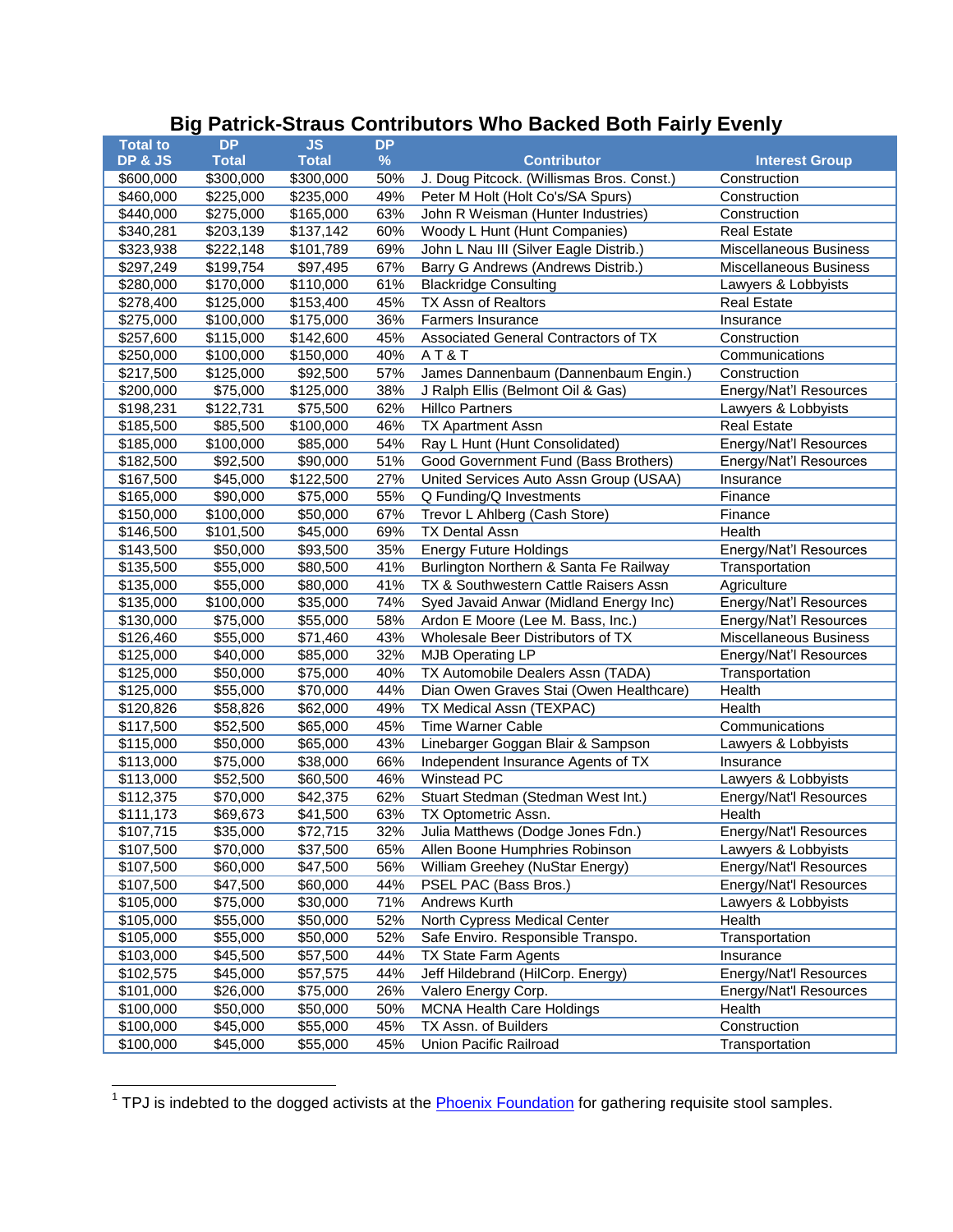## Big Patrick-Straus Contributors Who Backed Both Fairly Evenly

| Total to DP & JS | DP Total | JS Total | DP % | Contributor | Interest Group |
|---|---|---|---|---|---|
| $600,000 | $300,000 | $300,000 | 50% | J. Doug Pitcock. (Willismas Bros. Const.) | Construction |
| $460,000 | $225,000 | $235,000 | 49% | Peter M Holt (Holt Co's/SA Spurs) | Construction |
| $440,000 | $275,000 | $165,000 | 63% | John R Weisman (Hunter Industries) | Construction |
| $340,281 | $203,139 | $137,142 | 60% | Woody L Hunt (Hunt Companies) | Real Estate |
| $323,938 | $222,148 | $101,789 | 69% | John L Nau III (Silver Eagle Distrib.) | Miscellaneous Business |
| $297,249 | $199,754 | $97,495 | 67% | Barry G Andrews (Andrews Distrib.) | Miscellaneous Business |
| $280,000 | $170,000 | $110,000 | 61% | Blackridge Consulting | Lawyers & Lobbyists |
| $278,400 | $125,000 | $153,400 | 45% | TX Assn of Realtors | Real Estate |
| $275,000 | $100,000 | $175,000 | 36% | Farmers Insurance | Insurance |
| $257,600 | $115,000 | $142,600 | 45% | Associated General Contractors of TX | Construction |
| $250,000 | $100,000 | $150,000 | 40% | A T & T | Communications |
| $217,500 | $125,000 | $92,500 | 57% | James Dannenbaum (Dannenbaum Engin.) | Construction |
| $200,000 | $75,000 | $125,000 | 38% | J Ralph Ellis (Belmont Oil & Gas) | Energy/Nat'l Resources |
| $198,231 | $122,731 | $75,500 | 62% | Hillco Partners | Lawyers & Lobbyists |
| $185,500 | $85,500 | $100,000 | 46% | TX Apartment Assn | Real Estate |
| $185,000 | $100,000 | $85,000 | 54% | Ray L Hunt (Hunt Consolidated) | Energy/Nat'l Resources |
| $182,500 | $92,500 | $90,000 | 51% | Good Government Fund (Bass Brothers) | Energy/Nat'l Resources |
| $167,500 | $45,000 | $122,500 | 27% | United Services Auto Assn Group (USAA) | Insurance |
| $165,000 | $90,000 | $75,000 | 55% | Q Funding/Q Investments | Finance |
| $150,000 | $100,000 | $50,000 | 67% | Trevor L Ahlberg (Cash Store) | Finance |
| $146,500 | $101,500 | $45,000 | 69% | TX Dental Assn | Health |
| $143,500 | $50,000 | $93,500 | 35% | Energy Future Holdings | Energy/Nat'l Resources |
| $135,500 | $55,000 | $80,500 | 41% | Burlington Northern & Santa Fe Railway | Transportation |
| $135,000 | $55,000 | $80,000 | 41% | TX & Southwestern Cattle Raisers Assn | Agriculture |
| $135,000 | $100,000 | $35,000 | 74% | Syed Javaid Anwar (Midland Energy Inc) | Energy/Nat'l Resources |
| $130,000 | $75,000 | $55,000 | 58% | Ardon E Moore (Lee M. Bass, Inc.) | Energy/Nat'l Resources |
| $126,460 | $55,000 | $71,460 | 43% | Wholesale Beer Distributors of TX | Miscellaneous Business |
| $125,000 | $40,000 | $85,000 | 32% | MJB Operating LP | Energy/Nat'l Resources |
| $125,000 | $50,000 | $75,000 | 40% | TX Automobile Dealers Assn (TADA) | Transportation |
| $125,000 | $55,000 | $70,000 | 44% | Dian Owen Graves Stai (Owen Healthcare) | Health |
| $120,826 | $58,826 | $62,000 | 49% | TX Medical Assn (TEXPAC) | Health |
| $117,500 | $52,500 | $65,000 | 45% | Time Warner Cable | Communications |
| $115,000 | $50,000 | $65,000 | 43% | Linebarger Goggan Blair & Sampson | Lawyers & Lobbyists |
| $113,000 | $75,000 | $38,000 | 66% | Independent Insurance Agents of TX | Insurance |
| $113,000 | $52,500 | $60,500 | 46% | Winstead PC | Lawyers & Lobbyists |
| $112,375 | $70,000 | $42,375 | 62% | Stuart Stedman (Stedman West Int.) | Energy/Nat'l Resources |
| $111,173 | $69,673 | $41,500 | 63% | TX Optometric Assn. | Health |
| $107,715 | $35,000 | $72,715 | 32% | Julia Matthews (Dodge Jones Fdn.) | Energy/Nat'l Resources |
| $107,500 | $70,000 | $37,500 | 65% | Allen Boone Humphries Robinson | Lawyers & Lobbyists |
| $107,500 | $60,000 | $47,500 | 56% | William Greehey (NuStar Energy) | Energy/Nat'l Resources |
| $107,500 | $47,500 | $60,000 | 44% | PSEL PAC (Bass Bros.) | Energy/Nat'l Resources |
| $105,000 | $75,000 | $30,000 | 71% | Andrews Kurth | Lawyers & Lobbyists |
| $105,000 | $55,000 | $50,000 | 52% | North Cypress Medical Center | Health |
| $105,000 | $55,000 | $50,000 | 52% | Safe Enviro. Responsible Transpo. | Transportation |
| $103,000 | $45,500 | $57,500 | 44% | TX State Farm Agents | Insurance |
| $102,575 | $45,000 | $57,575 | 44% | Jeff Hildebrand (HilCorp. Energy) | Energy/Nat'l Resources |
| $101,000 | $26,000 | $75,000 | 26% | Valero Energy Corp. | Energy/Nat'l Resources |
| $100,000 | $50,000 | $50,000 | 50% | MCNA Health Care Holdings | Health |
| $100,000 | $45,000 | $55,000 | 45% | TX Assn. of Builders | Construction |
| $100,000 | $45,000 | $55,000 | 45% | Union Pacific Railroad | Transportation |

[1] TPJ is indebted to the dogged activists at the Phoenix Foundation for gathering requisite stool samples.